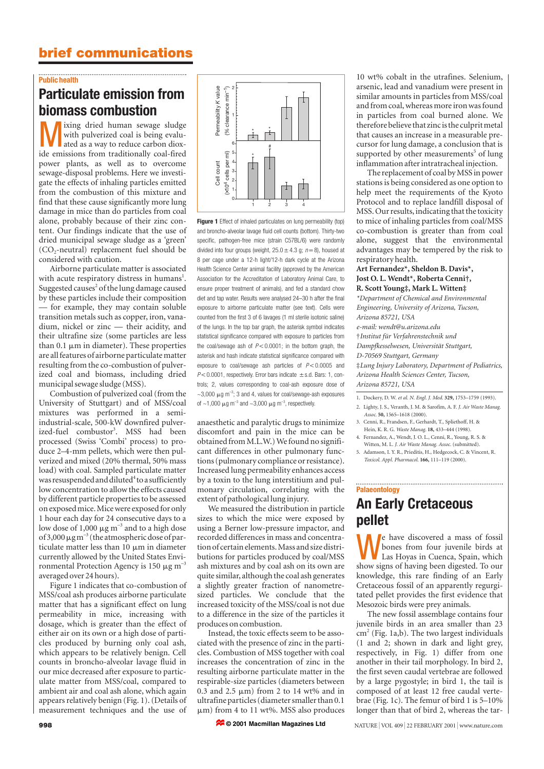## brief communications

**Public health**

# Particulate emission from biomass combustion

Mixing dried human sewage sludge with pulverized coal is being evaluated as a way to reduce carbon dioxide emissions from traditionally coal-fired power plants, as well as to overcome sewage-disposal problems. Here we investigate the effects of inhaling particles emitted from the combustion of this mixture and find that these cause significantly more lung damage in mice than do particles from coal alone, probably because of their zinc content. Our findings indicate that the use of dried municipal sewage sludge as a 'green' ($CO_2$-neutral) replacement fuel should be considered with caution.

Airborne particulate matter is associated with acute respiratory distress in humans[1]. Suggested causes[2] of the lung damage caused by these particles include their composition — for example, they may contain soluble transition metals such as copper, iron, vanadium, nickel or zinc — their acidity, and their ultrafine size (some particles are less than 0.1 µm in diameter). These properties are all features of airborne particulate matter resulting from the co-combustion of pulverized coal and biomass, including dried municipal sewage sludge (MSS).

Combustion of pulverized coal (from the University of Stuttgart) and of MSS/coal mixtures was performed in a semi-industrial-scale, 500-kW downfired pulverized-fuel combustor[3]. MSS had been processed (Swiss 'Combi' process) to produce 2–4-mm pellets, which were then pulverized and mixed (20% thermal, 50% mass load) with coal. Sampled particulate matter was resuspended and diluted[4] to a sufficiently low concentration to allow the effects caused by different particle properties to be assessed on exposed mice. Mice were exposed for only 1 hour each day for 24 consecutive days to a low dose of 1,000 µg $m^{-3}$ and to a high dose of 3,000 µg $m^{-3}$ (the atmospheric dose of particulate matter less than 10 µm in diameter currently allowed by the United States Environmental Protection Agency is 150 µg $m^{-3}$ averaged over 24 hours).

Figure 1 indicates that co-combustion of MSS/coal ash produces airborne particulate matter that has a significant effect on lung permeability in mice, increasing with dosage, which is greater than the effect of either air on its own or a high dose of particles produced by burning only coal ash, which appears to be relatively benign. Cell counts in broncho-alveolar lavage fluid in our mice decreased after exposure to particulate matter from MSS/coal, compared to ambient air and coal ash alone, which again appears relatively benign (Fig. 1). (Details of measurement techniques and the use of anaesthetic and paralytic drugs to minimize discomfort and pain in the mice can be obtained from M.L.W.) We found no significant differences in other pulmonary functions (pulmonary compliance or resistance). Increased lung permeability enhances access by a toxin to the lung interstitium and pulmonary circulation, correlating with the extent of pathological lung injury.

**Figure 1** Effect of inhaled particulates on lung permeability (top) and broncho-alveolar lavage fluid cell counts (bottom). Thirty-two specific, pathogen-free mice (strain C57BL/6) were randomly divided into four groups (weight, 25.0 ± 4.3 g; $n = 8$), housed at 8 per cage under a 12-h light/12-h dark cycle at the Arizona Health Science Center animal facility (approved by the American Association for the Accreditation of Laboratory Animal Care, to ensure proper treatment of animals), and fed a standard chow diet and tap water. Results were analysed 24–30 h after the final exposure to airborne particulate matter (see text). Cells were counted from the first 3 of 6 lavages (1 ml sterile isotonic saline) of the lungs. In the top bar graph, the asterisk symbol indicates statistical significance compared with exposure to particles from the coal/sewage ash of $P < 0.0001$; in the bottom graph, the asterisk and hash indicate statistical significance compared with exposure to coal/sewage ash particles of $P < 0.0005$ and $P < 0.0001$, respectively. Error bars indicate ± s.d. Bars: 1, controls; 2, values corresponding to coal-ash exposure dose of ~3,000 µg $m^{-3}$; 3 and 4, values for coal/sewage-ash exposures of ~1,000 µg $m^{-3}$ and ~3,000 µg $m^{-3}$, respectively.

We measured the distribution in particle sizes to which the mice were exposed by using a Berner low-pressure impactor, and recorded differences in mass and concentration of certain elements. Mass and size distributions for particles produced by coal/MSS ash mixtures and by coal ash on its own are quite similar, although the coal ash generates a slightly greater fraction of nanometre-sized particles. We conclude that the increased toxicity of the MSS/coal is not due to a difference in the size of the particles it produces on combustion.

Instead, the toxic effects seem to be associated with the presence of zinc in the particles. Combustion of MSS together with coal increases the concentration of zinc in the resulting airborne particulate matter in the respirable-size particles (diameters between 0.3 and 2.5 µm) from 2 to 14 wt% and in ultrafine particles (diameter smaller than 0.1 µm) from 4 to 11 wt%. MSS also produces 10 wt% cobalt in the ultrafines. Selenium, arsenic, lead and vanadium were present in similar amounts in particles from MSS/coal and from coal, whereas more iron was found in particles from coal burned alone. We therefore believe that zinc is the culprit metal that causes an increase in a measurable precursor for lung damage, a conclusion that is supported by other measurements[5] of lung inflammation after intratracheal injection.

The replacement of coal by MSS in power stations is being considered as one option to help meet the requirements of the Kyoto Protocol and to replace landfill disposal of MSS. Our results, indicating that the toxicity to mice of inhaling particles from coal/MSS co-combustion is greater than from coal alone, suggest that the environmental advantages may be tempered by the risk to respiratory health.

**Art Fernandez\*, Sheldon B. Davis\*, Jost O. L. Wendt\*, Roberta Cenni†, R. Scott Young‡, Mark L. Witten‡**

*\*Department of Chemical and Environmental Engineering, University of Arizona, Tucson, Arizona 85721, USA*
*e-mail: wendt@u.arizona.edu*
*†Institut für Verfahrenstechnik und Dampfkesselwesen, Universität Stuttgart, D-70569 Stuttgart, Germany*
*‡Lung Injury Laboratory, Department of Pediatrics, Arizona Health Sciences Center, Tucson, Arizona 85721, USA*

1. Dockery, D. W. *et al. N. Engl. J. Med.* **329,** 1753–1759 (1993).
2. Lighty, J. S., Veranth, J. M. & Sarofim, A. F. *J. Air Waste Manag. Assoc.* **50,** 1565–1618 (2000).
3. Cenni, R., Frandsen, F., Gerhardt, T., Spliethoff, H. & Hein, K. R. G. *Waste Manag.* **18,** 433–444 (1998).
4. Fernandez, A., Wendt, J. O. L., Cenni, R., Young, R. S. & Witten, M. L. *J. Air Waste Manag. Assoc.* (submitted).
5. Adamson, I. Y. R., Prieditis, H., Hedgecock, C. & Vincent, R. *Toxicol. Appl. Pharmacol.* **166,** 111–119 (2000).

**Palaeontology**

# An Early Cretaceous pellet

We have discovered a mass of fossil bones from four juvenile birds at Las Hoyas in Cuenca, Spain, which show signs of having been digested. To our knowledge, this rare finding of an Early Cretaceous fossil of an apparently regurgitated pellet provides the first evidence that Mesozoic birds were prey animals.

The new fossil assemblage contains four juvenile birds in an area smaller than 23 $cm^2$ (Fig. 1a,b). The two largest individuals (1 and 2; shown in dark and light grey, respectively, in Fig. 1) differ from one another in their tail morphology. In bird 2, the first seven caudal vertebrae are followed by a large pygostyle; in bird 1, the tail is composed of at least 12 free caudal vertebrae (Fig. 1c). The femur of bird 1 is 5–10% longer than that of bird 2, whereas the tar-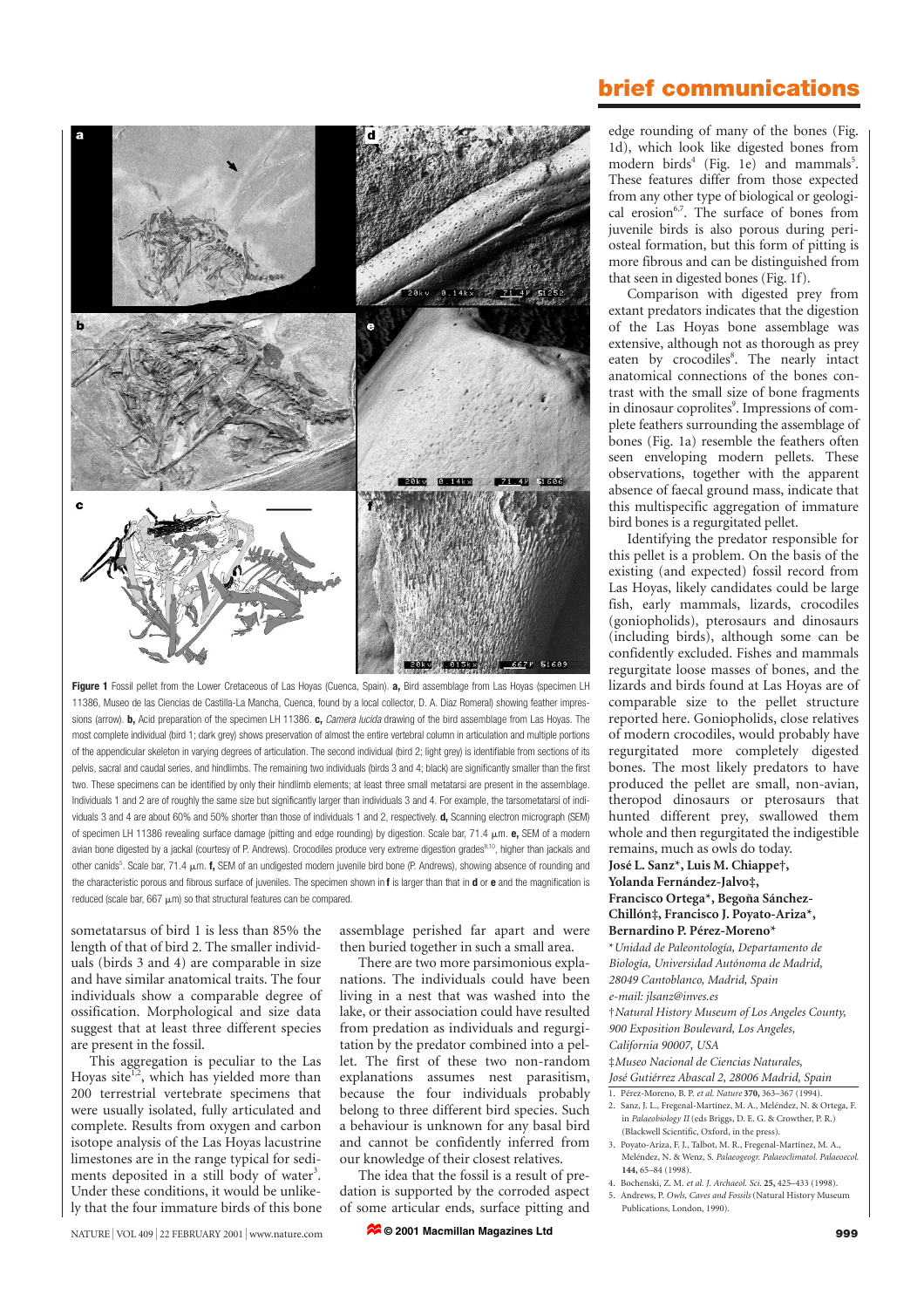**Figure 1** Fossil pellet from the Lower Cretaceous of Las Hoyas (Cuenca, Spain). **a,** Bird assemblage from Las Hoyas (specimen LH 11386, Museo de las Ciencias de Castilla-La Mancha, Cuenca, found by a local collector, D. A. Diaz Romeral) showing feather impressions (arrow). **b,** Acid preparation of the specimen LH 11386. **c,** *Camera lucida* drawing of the bird assemblage from Las Hoyas. The most complete individual (bird 1; dark grey) shows preservation of almost the entire vertebral column in articulation and multiple portions of the appendicular skeleton in varying degrees of articulation. The second individual (bird 2; light grey) is identifiable from sections of its pelvis, sacral and caudal series, and hindlimbs. The remaining two individuals (birds 3 and 4; black) are significantly smaller than the first two. These specimens can be identified by only their hindlimb elements; at least three small metatarsi are present in the assemblage. Individuals 1 and 2 are of roughly the same size but significantly larger than individuals 3 and 4. For example, the tarsometatarsi of individuals 3 and 4 are about 60% and 50% shorter than those of individuals 1 and 2, respectively. **d,** Scanning electron micrograph (SEM) of specimen LH 11386 revealing surface damage (pitting and edge rounding) by digestion. Scale bar, 71.4 μm. **e,** SEM of a modern avian bone digested by a jackal (courtesy of P. Andrews). Crocodiles produce very extreme digestion grades[8,10], higher than jackals and other canids[5]. Scale bar, 71.4 μm. **f,** SEM of an undigested modern juvenile bird bone (P. Andrews), showing absence of rounding and the characteristic porous and fibrous surface of juveniles. The specimen shown in **f** is larger than that in **d** or **e** and the magnification is reduced (scale bar, 667 μm) so that structural features can be compared.

sometatarsus of bird 1 is less than 85% the length of that of bird 2. The smaller individuals (birds 3 and 4) are comparable in size and have similar anatomical traits. The four individuals show a comparable degree of ossification. Morphological and size data suggest that at least three different species are present in the fossil.

This aggregation is peculiar to the Las Hoyas site[1,2], which has yielded more than 200 terrestrial vertebrate specimens that were usually isolated, fully articulated and complete. Results from oxygen and carbon isotope analysis of the Las Hoyas lacustrine limestones are in the range typical for sediments deposited in a still body of water[3]. Under these conditions, it would be unlikely that the four immature birds of this bone assemblage perished far apart and were then buried together in such a small area.

There are two more parsimonious explanations. The individuals could have been living in a nest that was washed into the lake, or their association could have resulted from predation as individuals and regurgitation by the predator combined into a pellet. The first of these two non-random explanations assumes nest parasitism, because the four individuals probably belong to three different bird species. Such a behaviour is unknown for any basal bird and cannot be confidently inferred from our knowledge of their closest relatives.

The idea that the fossil is a result of predation is supported by the corroded aspect of some articular ends, surface pitting and edge rounding of many of the bones (Fig. 1d), which look like digested bones from modern birds[4] (Fig. 1e) and mammals[5]. These features differ from those expected from any other type of biological or geological erosion[6,7]. The surface of bones from juvenile birds is also porous during periosteal formation, but this form of pitting is more fibrous and can be distinguished from that seen in digested bones (Fig. 1f).

Comparison with digested prey from extant predators indicates that the digestion of the Las Hoyas bone assemblage was extensive, although not as thorough as prey eaten by crocodiles[8]. The nearly intact anatomical connections of the bones contrast with the small size of bone fragments in dinosaur coprolites[9]. Impressions of complete feathers surrounding the assemblage of bones (Fig. 1a) resemble the feathers often seen enveloping modern pellets. These observations, together with the apparent absence of faecal ground mass, indicate that this multispecific aggregation of immature bird bones is a regurgitated pellet.

Identifying the predator responsible for this pellet is a problem. On the basis of the existing (and expected) fossil record from Las Hoyas, likely candidates could be large fish, early mammals, lizards, crocodiles (goniopholids), pterosaurs and dinosaurs (including birds), although some can be confidently excluded. Fishes and mammals regurgitate loose masses of bones, and the lizards and birds found at Las Hoyas are of comparable size to the pellet structure reported here. Goniopholids, close relatives of modern crocodiles, would probably have regurgitated more completely digested bones. The most likely predators to have produced the pellet are small, non-avian, theropod dinosaurs or pterosaurs that hunted different prey, swallowed them whole and then regurgitated the indigestible remains, much as owls do today.

**José L. Sanz\*, Luis M. Chiappe†, Yolanda Fernández-Jalvo‡, Francisco Ortega\*, Begoña Sánchez-Chillón‡, Francisco J. Poyato-Ariza\*, Bernardino P. Pérez-Moreno\***

\**Unidad de Paleontología, Departamento de Biología, Universidad Autónoma de Madrid, 28049 Cantoblanco, Madrid, Spain*
*e-mail: jlsanz@inves.es*
†*Natural History Museum of Los Angeles County, 900 Exposition Boulevard, Los Angeles, California 90007, USA*
‡*Museo Nacional de Ciencias Naturales, José Gutiérrez Abascal 2, 28006 Madrid, Spain*

1. Pérez-Moreno, B. P. *et al. Nature* **370,** 363–367 (1994).
2. Sanz, J. L., Fregenal-Martínez, M. A., Meléndez, N. & Ortega, F. in *Palaeobiology II* (eds Briggs, D. E. G. & Crowther, P. R.) (Blackwell Scientific, Oxford, in the press).
3. Poyato-Ariza, F. J., Talbot, M. R., Fregenal-Martínez, M. A., Meléndez, N. & Wenz, S. *Palaeogeogr. Palaeoclimatol. Palaeoecol.* **144,** 65–84 (1998).
4. Bochenski, Z. M. *et al. J. Archaeol. Sci.* **25,** 425–433 (1998).
5. Andrews, P. *Owls, Caves and Fossils* (Natural History Museum Publications, London, 1990).